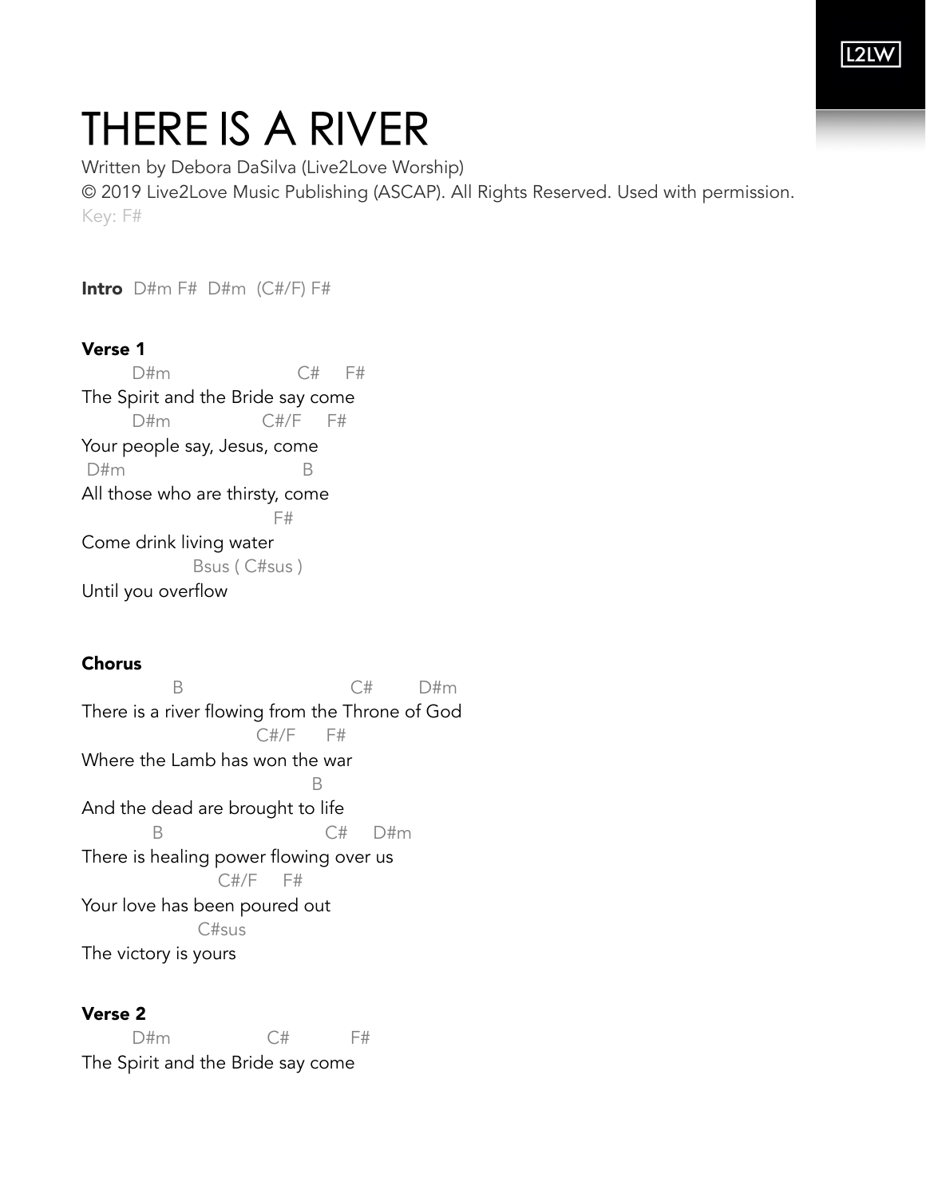# THERE IS A RIVER

Written by Debora DaSilva (Live2Love Worship)
© 2019 Live2Love Music Publishing (ASCAP). All Rights Reserved. Used with permission.
Key: F#

**Intro** D#m F# D#m (C#/F) F#

**Verse 1**

```
       D#m                    C#     F#
The Spirit and the Bride say come
       D#m              C#/F     F#
Your people say, Jesus, come
 D#m                         B
All those who are thirsty, come
                              F#
Come drink living water
                Bsus ( C#sus )
Until you overflow
```

**Chorus**

```
            B                          C#        D#m
There is a river flowing from the Throne of God
                         C#/F      F#
Where the Lamb has won the war
                                  B
And the dead are brought to life
          B                          C#     D#m
There is healing power flowing over us
                   C#/F     F#
Your love has been poured out
                 C#sus
The victory is yours
```

**Verse 2**

```
       D#m               C#           F#
The Spirit and the Bride say come
```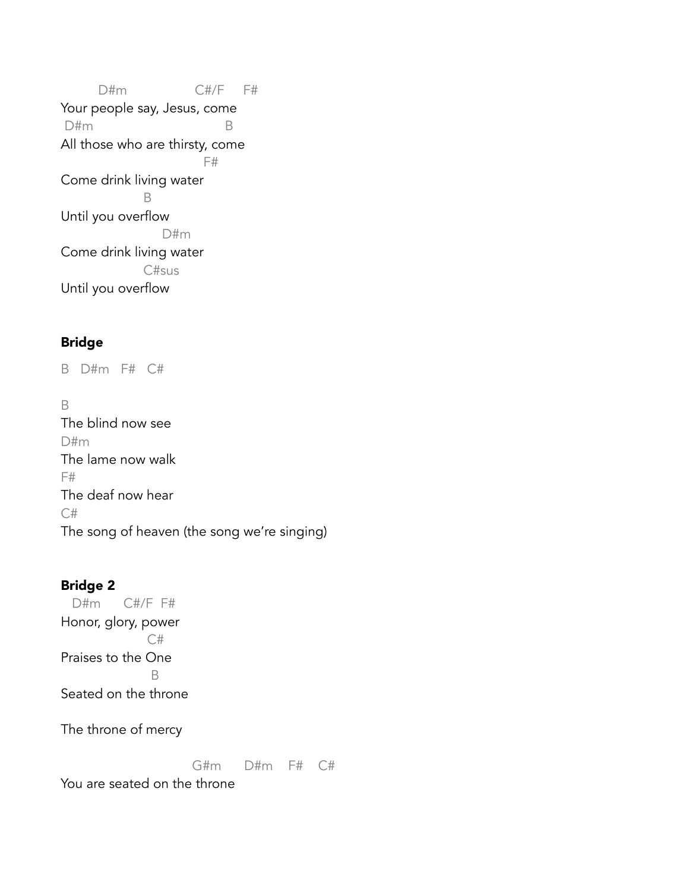```
        D#m                C#/F     F#
Your people say, Jesus, come
 D#m                          B
All those who are thirsty, come
                              F#
Come drink living water
                 B
Until you overflow
                     D#m
Come drink living water
                 C#sus
Until you overflow
```

**Bridge**

```
B   D#m   F#   C#

B
The blind now see
D#m
The lame now walk
F#
The deaf now hear
C#
The song of heaven (the song we're singing)
```

**Bridge 2**

```
  D#m      C#/F  F#
Honor, glory, power
                  C#
Praises to the One
                   B
Seated on the throne

The throne of mercy

                          G#m      D#m    F#    C#
You are seated on the throne
```